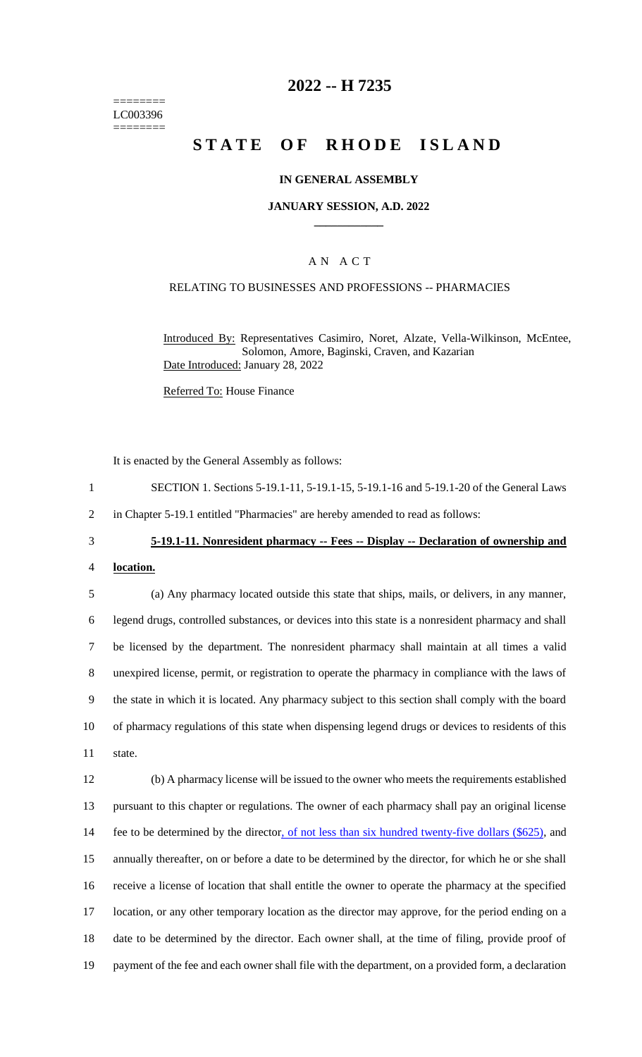========
LC003396
========

# 2022 -- H 7235

# STATE OF RHODE ISLAND

## IN GENERAL ASSEMBLY

### JANUARY SESSION, A.D. 2022

## A N A C T

### RELATING TO BUSINESSES AND PROFESSIONS -- PHARMACIES

Introduced By: Representatives Casimiro, Noret, Alzate, Vella-Wilkinson, McEntee, Solomon, Amore, Baginski, Craven, and Kazarian
Date Introduced: January 28, 2022

Referred To: House Finance

It is enacted by the General Assembly as follows:

1 SECTION 1. Sections 5-19.1-11, 5-19.1-15, 5-19.1-16 and 5-19.1-20 of the General Laws
2 in Chapter 5-19.1 entitled "Pharmacies" are hereby amended to read as follows:

3 **5-19.1-11. Nonresident pharmacy -- Fees -- Display -- Declaration of ownership and**
4 **location.**

5 (a) Any pharmacy located outside this state that ships, mails, or delivers, in any manner,
6 legend drugs, controlled substances, or devices into this state is a nonresident pharmacy and shall
7 be licensed by the department. The nonresident pharmacy shall maintain at all times a valid
8 unexpired license, permit, or registration to operate the pharmacy in compliance with the laws of
9 the state in which it is located. Any pharmacy subject to this section shall comply with the board
10 of pharmacy regulations of this state when dispensing legend drugs or devices to residents of this
11 state.

12 (b) A pharmacy license will be issued to the owner who meets the requirements established
13 pursuant to this chapter or regulations. The owner of each pharmacy shall pay an original license
14 fee to be determined by the director, of not less than six hundred twenty-five dollars ($625), and
15 annually thereafter, on or before a date to be determined by the director, for which he or she shall
16 receive a license of location that shall entitle the owner to operate the pharmacy at the specified
17 location, or any other temporary location as the director may approve, for the period ending on a
18 date to be determined by the director. Each owner shall, at the time of filing, provide proof of
19 payment of the fee and each owner shall file with the department, on a provided form, a declaration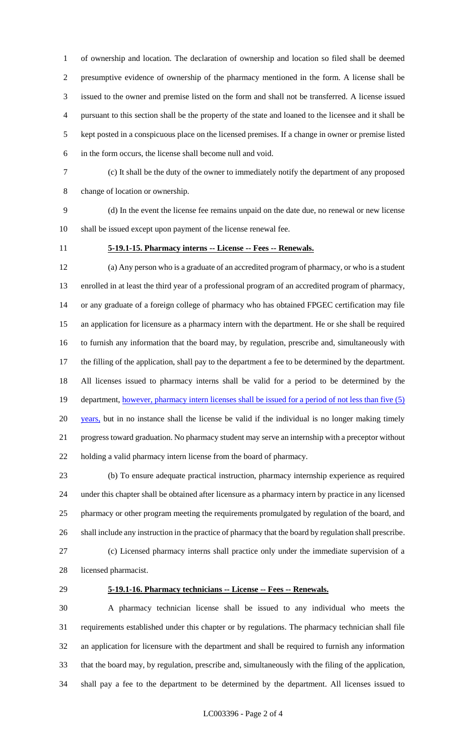of ownership and location. The declaration of ownership and location so filed shall be deemed presumptive evidence of ownership of the pharmacy mentioned in the form. A license shall be issued to the owner and premise listed on the form and shall not be transferred. A license issued pursuant to this section shall be the property of the state and loaned to the licensee and it shall be kept posted in a conspicuous place on the licensed premises. If a change in owner or premise listed in the form occurs, the license shall become null and void.

(c) It shall be the duty of the owner to immediately notify the department of any proposed change of location or ownership.

(d) In the event the license fee remains unpaid on the date due, no renewal or new license shall be issued except upon payment of the license renewal fee.

**5-19.1-15. Pharmacy interns -- License -- Fees -- Renewals.**

(a) Any person who is a graduate of an accredited program of pharmacy, or who is a student enrolled in at least the third year of a professional program of an accredited program of pharmacy, or any graduate of a foreign college of pharmacy who has obtained FPGEC certification may file an application for licensure as a pharmacy intern with the department. He or she shall be required to furnish any information that the board may, by regulation, prescribe and, simultaneously with the filling of the application, shall pay to the department a fee to be determined by the department. All licenses issued to pharmacy interns shall be valid for a period to be determined by the department, <u>however, pharmacy intern licenses shall be issued for a period of not less than five (5) years,</u> but in no instance shall the license be valid if the individual is no longer making timely progress toward graduation. No pharmacy student may serve an internship with a preceptor without holding a valid pharmacy intern license from the board of pharmacy.

(b) To ensure adequate practical instruction, pharmacy internship experience as required under this chapter shall be obtained after licensure as a pharmacy intern by practice in any licensed pharmacy or other program meeting the requirements promulgated by regulation of the board, and shall include any instruction in the practice of pharmacy that the board by regulation shall prescribe.

(c) Licensed pharmacy interns shall practice only under the immediate supervision of a licensed pharmacist.

**5-19.1-16. Pharmacy technicians -- License -- Fees -- Renewals.**

A pharmacy technician license shall be issued to any individual who meets the requirements established under this chapter or by regulations. The pharmacy technician shall file an application for licensure with the department and shall be required to furnish any information that the board may, by regulation, prescribe and, simultaneously with the filing of the application, shall pay a fee to the department to be determined by the department. All licenses issued to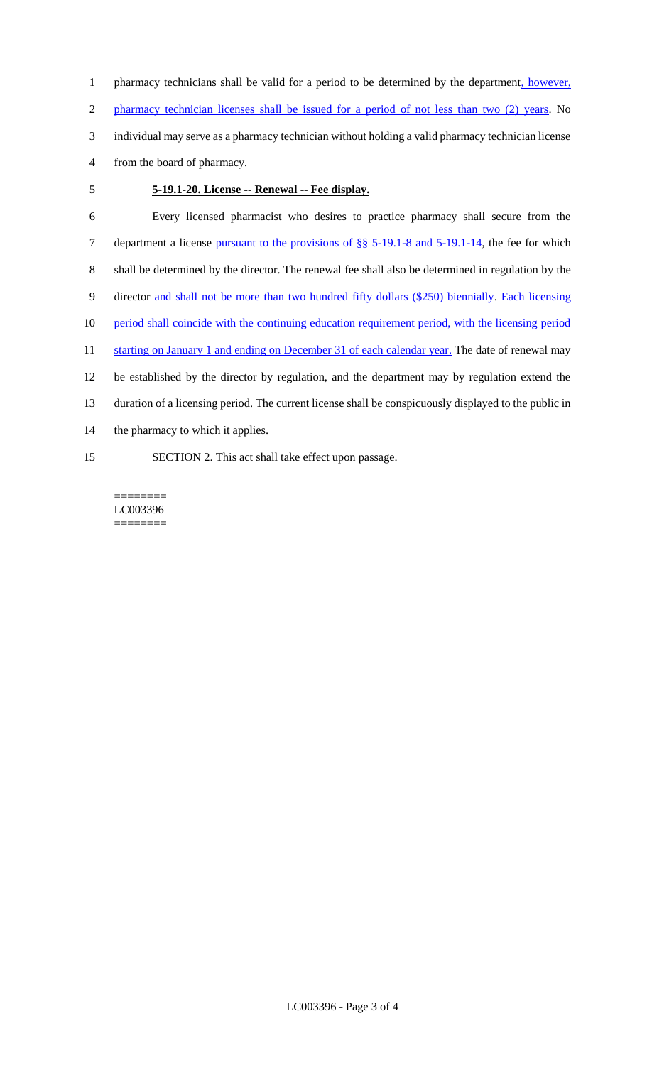pharmacy technicians shall be valid for a period to be determined by the department, however, pharmacy technician licenses shall be issued for a period of not less than two (2) years. No individual may serve as a pharmacy technician without holding a valid pharmacy technician license from the board of pharmacy.

**5-19.1-20. License -- Renewal -- Fee display.**

Every licensed pharmacist who desires to practice pharmacy shall secure from the department a license pursuant to the provisions of §§ 5-19.1-8 and 5-19.1-14, the fee for which shall be determined by the director. The renewal fee shall also be determined in regulation by the director and shall not be more than two hundred fifty dollars ($250) biennially. Each licensing period shall coincide with the continuing education requirement period, with the licensing period starting on January 1 and ending on December 31 of each calendar year. The date of renewal may be established by the director by regulation, and the department may by regulation extend the duration of a licensing period. The current license shall be conspicuously displayed to the public in the pharmacy to which it applies.

SECTION 2. This act shall take effect upon passage.

========
LC003396
========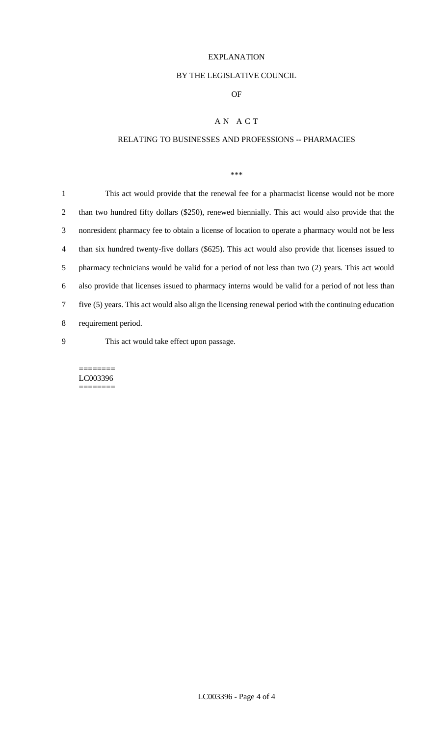EXPLANATION

BY THE LEGISLATIVE COUNCIL

OF

A N A C T

RELATING TO BUSINESSES AND PROFESSIONS -- PHARMACIES

\*\*\*

This act would provide that the renewal fee for a pharmacist license would not be more than two hundred fifty dollars ($250), renewed biennially. This act would also provide that the nonresident pharmacy fee to obtain a license of location to operate a pharmacy would not be less than six hundred twenty-five dollars ($625). This act would also provide that licenses issued to pharmacy technicians would be valid for a period of not less than two (2) years. This act would also provide that licenses issued to pharmacy interns would be valid for a period of not less than five (5) years. This act would also align the licensing renewal period with the continuing education requirement period.

This act would take effect upon passage.

========
LC003396
========